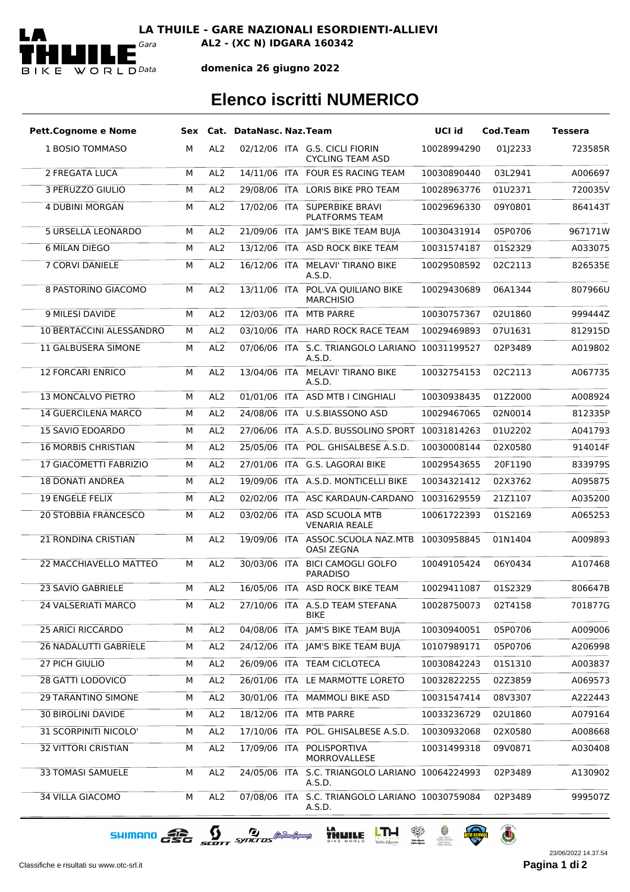**LA THUILE - GARE NAZIONALI ESORDIENTI-ALLIEVI**

*Gara* **AL2 - (XC N) IDGARA 160342**

*Data* **domenica 26 giugno 2022**

# Elenco iscritti NUMERICO

| Pett. | Cognome e Nome | Sex | Cat. | DataNasc. | Naz. | Team | UCI id | Cod.Team | Tessera |
|---|---|---|---|---|---|---|---|---|---|
| 1 | BOSIO TOMMASO | M | AL2 | 02/12/06 | ITA | G.S. CICLI FIORIN CYCLING TEAM ASD | 10028994290 | 01J2233 | 723585R |
| 2 | FREGATA LUCA | M | AL2 | 14/11/06 | ITA | FOUR ES RACING TEAM | 10030890440 | 03L2941 | A006697 |
| 3 | PERUZZO GIULIO | M | AL2 | 29/08/06 | ITA | LORIS BIKE PRO TEAM | 10028963776 | 01U2371 | 720035V |
| 4 | DUBINI MORGAN | M | AL2 | 17/02/06 | ITA | SUPERBIKE BRAVI PLATFORMS TEAM | 10029696330 | 09Y0801 | 864143T |
| 5 | URSELLA LEONARDO | M | AL2 | 21/09/06 | ITA | JAM'S BIKE TEAM BUJA | 10030431914 | 05P0706 | 967171W |
| 6 | MILAN DIEGO | M | AL2 | 13/12/06 | ITA | ASD ROCK BIKE TEAM | 10031574187 | 01S2329 | A033075 |
| 7 | CORVI DANIELE | M | AL2 | 16/12/06 | ITA | MELAVI' TIRANO BIKE A.S.D. | 10029508592 | 02C2113 | 826535E |
| 8 | PASTORINO GIACOMO | M | AL2 | 13/11/06 | ITA | POL.VA QUILIANO BIKE MARCHISIO | 10029430689 | 06A1344 | 807966U |
| 9 | MILESI DAVIDE | M | AL2 | 12/03/06 | ITA | MTB PARRE | 10030757367 | 02U1860 | 999444Z |
| 10 | BERTACCINI ALESSANDRO | M | AL2 | 03/10/06 | ITA | HARD ROCK RACE TEAM | 10029469893 | 07U1631 | 812915D |
| 11 | GALBUSERA SIMONE | M | AL2 | 07/06/06 | ITA | S.C. TRIANGOLO LARIANO A.S.D. | 10031199527 | 02P3489 | A019802 |
| 12 | FORCARI ENRICO | M | AL2 | 13/04/06 | ITA | MELAVI' TIRANO BIKE A.S.D. | 10032754153 | 02C2113 | A067735 |
| 13 | MONCALVO PIETRO | M | AL2 | 01/01/06 | ITA | ASD MTB I CINGHIALI | 10030938435 | 01Z2000 | A008924 |
| 14 | GUERCILENA MARCO | M | AL2 | 24/08/06 | ITA | U.S.BIASSONO ASD | 10029467065 | 02N0014 | 812335P |
| 15 | SAVIO EDOARDO | M | AL2 | 27/06/06 | ITA | A.S.D. BUSSOLINO SPORT | 10031814263 | 01U2202 | A041793 |
| 16 | MORBIS CHRISTIAN | M | AL2 | 25/05/06 | ITA | POL. GHISALBESE A.S.D. | 10030008144 | 02X0580 | 914014F |
| 17 | GIACOMETTI FABRIZIO | M | AL2 | 27/01/06 | ITA | G.S. LAGORAI BIKE | 10029543655 | 20F1190 | 833979S |
| 18 | DONATI ANDREA | M | AL2 | 19/09/06 | ITA | A.S.D. MONTICELLI BIKE | 10034321412 | 02X3762 | A095875 |
| 19 | ENGELE FELIX | M | AL2 | 02/02/06 | ITA | ASC KARDAUN-CARDANO | 10031629559 | 21Z1107 | A035200 |
| 20 | STOBBIA FRANCESCO | M | AL2 | 03/02/06 | ITA | ASD SCUOLA MTB VENARIA REALE | 10061722393 | 01S2169 | A065253 |
| 21 | RONDINA CRISTIAN | M | AL2 | 19/09/06 | ITA | ASSOC.SCUOLA NAZ.MTB OASI ZEGNA | 10030958845 | 01N1404 | A009893 |
| 22 | MACCHIAVELLO MATTEO | M | AL2 | 30/03/06 | ITA | BICI CAMOGLI GOLFO PARADISO | 10049105424 | 06Y0434 | A107468 |
| 23 | SAVIO GABRIELE | M | AL2 | 16/05/06 | ITA | ASD ROCK BIKE TEAM | 10029411087 | 01S2329 | 806647B |
| 24 | VALSERIATI MARCO | M | AL2 | 27/10/06 | ITA | A.S.D TEAM STEFANA BIKE | 10028750073 | 02T4158 | 701877G |
| 25 | ARICI RICCARDO | M | AL2 | 04/08/06 | ITA | JAM'S BIKE TEAM BUJA | 10030940051 | 05P0706 | A009006 |
| 26 | NADALUTTI GABRIELE | M | AL2 | 24/12/06 | ITA | JAM'S BIKE TEAM BUJA | 10107989171 | 05P0706 | A206998 |
| 27 | PICH GIULIO | M | AL2 | 26/09/06 | ITA | TEAM CICLOTECA | 10030842243 | 01S1310 | A003837 |
| 28 | GATTI LODOVICO | M | AL2 | 26/01/06 | ITA | LE MARMOTTE LORETO | 10032822255 | 02Z3859 | A069573 |
| 29 | TARANTINO SIMONE | M | AL2 | 30/01/06 | ITA | MAMMOLI BIKE ASD | 10031547414 | 08V3307 | A222443 |
| 30 | BIROLINI DAVIDE | M | AL2 | 18/12/06 | ITA | MTB PARRE | 10033236729 | 02U1860 | A079164 |
| 31 | SCORPINITI NICOLO' | M | AL2 | 17/10/06 | ITA | POL. GHISALBESE A.S.D. | 10030932068 | 02X0580 | A008668 |
| 32 | VITTORI CRISTIAN | M | AL2 | 17/09/06 | ITA | POLISPORTIVA MORROVALLESE | 10031499318 | 09V0871 | A030408 |
| 33 | TOMASI SAMUELE | M | AL2 | 24/05/06 | ITA | S.C. TRIANGOLO LARIANO A.S.D. | 10064224993 | 02P3489 | A130902 |
| 34 | VILLA GIACOMO | M | AL2 | 07/08/06 | ITA | S.C. TRIANGOLO LARIANO A.S.D. | 10030759084 | 02P3489 | 999507Z |

23/06/2022 14.37.54

Classifiche e risultati su www.otc-srl.it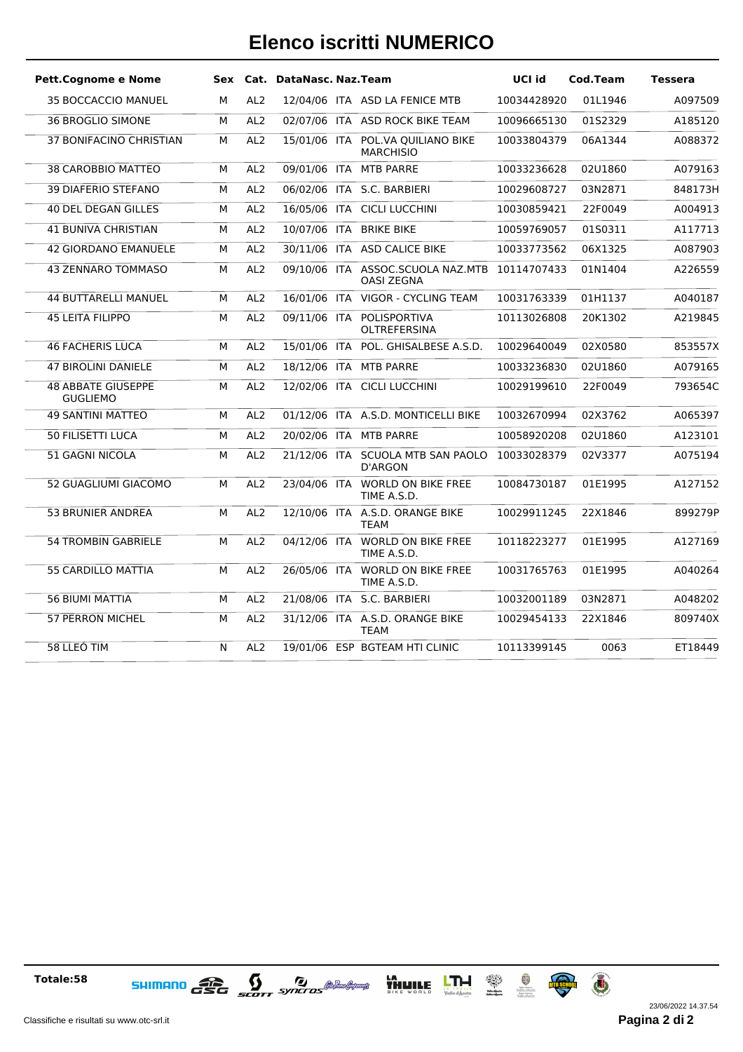# Elenco iscritti NUMERICO

| Pett.Cognome e Nome | Sex | Cat. | DataNasc. | Naz. | Team | UCI id | Cod.Team | Tessera |
|---|---|---|---|---|---|---|---|---|
| 35 BOCCACCIO MANUEL | M | AL2 | 12/04/06 | ITA | ASD LA FENICE MTB | 10034428920 | 01L1946 | A097509 |
| 36 BROGLIO SIMONE | M | AL2 | 02/07/06 | ITA | ASD ROCK BIKE TEAM | 10096665130 | 01S2329 | A185120 |
| 37 BONIFACINO CHRISTIAN | M | AL2 | 15/01/06 | ITA | POL.VA QUILIANO BIKE MARCHISIO | 10033804379 | 06A1344 | A088372 |
| 38 CAROBBIO MATTEO | M | AL2 | 09/01/06 | ITA | MTB PARRE | 10033236628 | 02U1860 | A079163 |
| 39 DIAFERIO STEFANO | M | AL2 | 06/02/06 | ITA | S.C. BARBIERI | 10029608727 | 03N2871 | 848173H |
| 40 DEL DEGAN GILLES | M | AL2 | 16/05/06 | ITA | CICLI LUCCHINI | 10030859421 | 22F0049 | A004913 |
| 41 BUNIVA CHRISTIAN | M | AL2 | 10/07/06 | ITA | BRIKE BIKE | 10059769057 | 01S0311 | A117713 |
| 42 GIORDANO EMANUELE | M | AL2 | 30/11/06 | ITA | ASD CALICE BIKE | 10033773562 | 06X1325 | A087903 |
| 43 ZENNARO TOMMASO | M | AL2 | 09/10/06 | ITA | ASSOC.SCUOLA NAZ.MTB OASI ZEGNA | 10114707433 | 01N1404 | A226559 |
| 44 BUTTARELLI MANUEL | M | AL2 | 16/01/06 | ITA | VIGOR - CYCLING TEAM | 10031763339 | 01H1137 | A040187 |
| 45 LEITA FILIPPO | M | AL2 | 09/11/06 | ITA | POLISPORTIVA OLTREFERSINA | 10113026808 | 20K1302 | A219845 |
| 46 FACHERIS LUCA | M | AL2 | 15/01/06 | ITA | POL. GHISALBESE A.S.D. | 10029640049 | 02X0580 | 853557X |
| 47 BIROLINI DANIELE | M | AL2 | 18/12/06 | ITA | MTB PARRE | 10033236830 | 02U1860 | A079165 |
| 48 ABBATE GIUSEPPE GUGLIEMO | M | AL2 | 12/02/06 | ITA | CICLI LUCCHINI | 10029199610 | 22F0049 | 793654C |
| 49 SANTINI MATTEO | M | AL2 | 01/12/06 | ITA | A.S.D. MONTICELLI BIKE | 10032670994 | 02X3762 | A065397 |
| 50 FILISETTI LUCA | M | AL2 | 20/02/06 | ITA | MTB PARRE | 10058920208 | 02U1860 | A123101 |
| 51 GAGNI NICOLA | M | AL2 | 21/12/06 | ITA | SCUOLA MTB SAN PAOLO D'ARGON | 10033028379 | 02V3377 | A075194 |
| 52 GUAGLIUMI GIACOMO | M | AL2 | 23/04/06 | ITA | WORLD ON BIKE FREE TIME A.S.D. | 10084730187 | 01E1995 | A127152 |
| 53 BRUNIER ANDREA | M | AL2 | 12/10/06 | ITA | A.S.D. ORANGE BIKE TEAM | 10029911245 | 22X1846 | 899279P |
| 54 TROMBIN GABRIELE | M | AL2 | 04/12/06 | ITA | WORLD ON BIKE FREE TIME A.S.D. | 10118223277 | 01E1995 | A127169 |
| 55 CARDILLO MATTIA | M | AL2 | 26/05/06 | ITA | WORLD ON BIKE FREE TIME A.S.D. | 10031765763 | 01E1995 | A040264 |
| 56 BIUMI MATTIA | M | AL2 | 21/08/06 | ITA | S.C. BARBIERI | 10032001189 | 03N2871 | A048202 |
| 57 PERRON MICHEL | M | AL2 | 31/12/06 | ITA | A.S.D. ORANGE BIKE TEAM | 10029454133 | 22X1846 | 809740X |
| 58 LLEÓ TIM | N | AL2 | 19/01/06 | ESP | BGTEAM HTI CLINIC | 10113399145 | 0063 | ET18449 |

**Totale:58**

Classifiche e risultati su www.otc-srl.it

23/06/2022 14.37.54